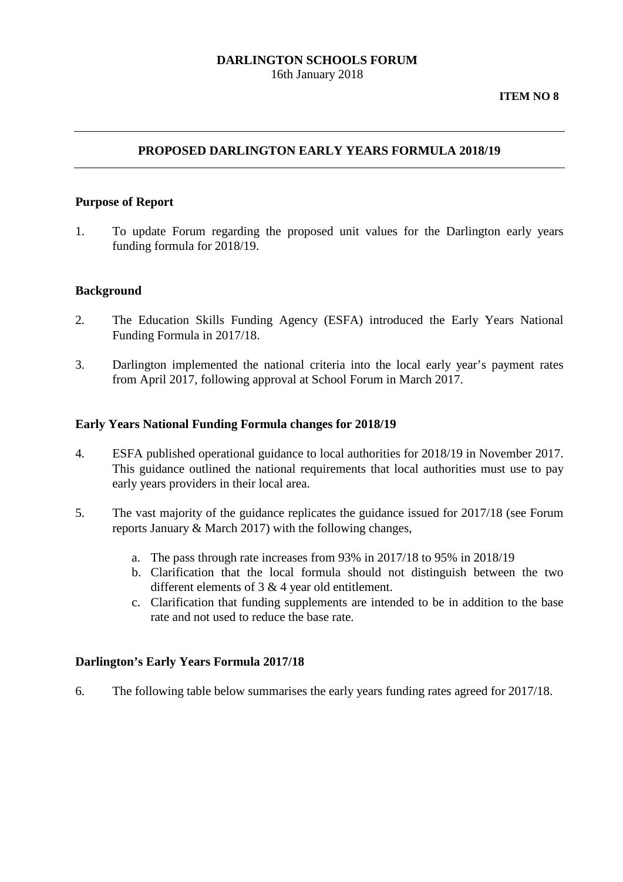**DARLINGTON SCHOOLS FORUM**
16th January 2018

**ITEM NO 8**

---

## PROPOSED DARLINGTON EARLY YEARS FORMULA 2018/19

---

### Purpose of Report

1. To update Forum regarding the proposed unit values for the Darlington early years funding formula for 2018/19.

### Background

2. The Education Skills Funding Agency (ESFA) introduced the Early Years National Funding Formula in 2017/18.

3. Darlington implemented the national criteria into the local early year's payment rates from April 2017, following approval at School Forum in March 2017.

### Early Years National Funding Formula changes for 2018/19

4. ESFA published operational guidance to local authorities for 2018/19 in November 2017. This guidance outlined the national requirements that local authorities must use to pay early years providers in their local area.

5. The vast majority of the guidance replicates the guidance issued for 2017/18 (see Forum reports January & March 2017) with the following changes,

   a. The pass through rate increases from 93% in 2017/18 to 95% in 2018/19
   b. Clarification that the local formula should not distinguish between the two different elements of 3 & 4 year old entitlement.
   c. Clarification that funding supplements are intended to be in addition to the base rate and not used to reduce the base rate.

### Darlington's Early Years Formula 2017/18

6. The following table below summarises the early years funding rates agreed for 2017/18.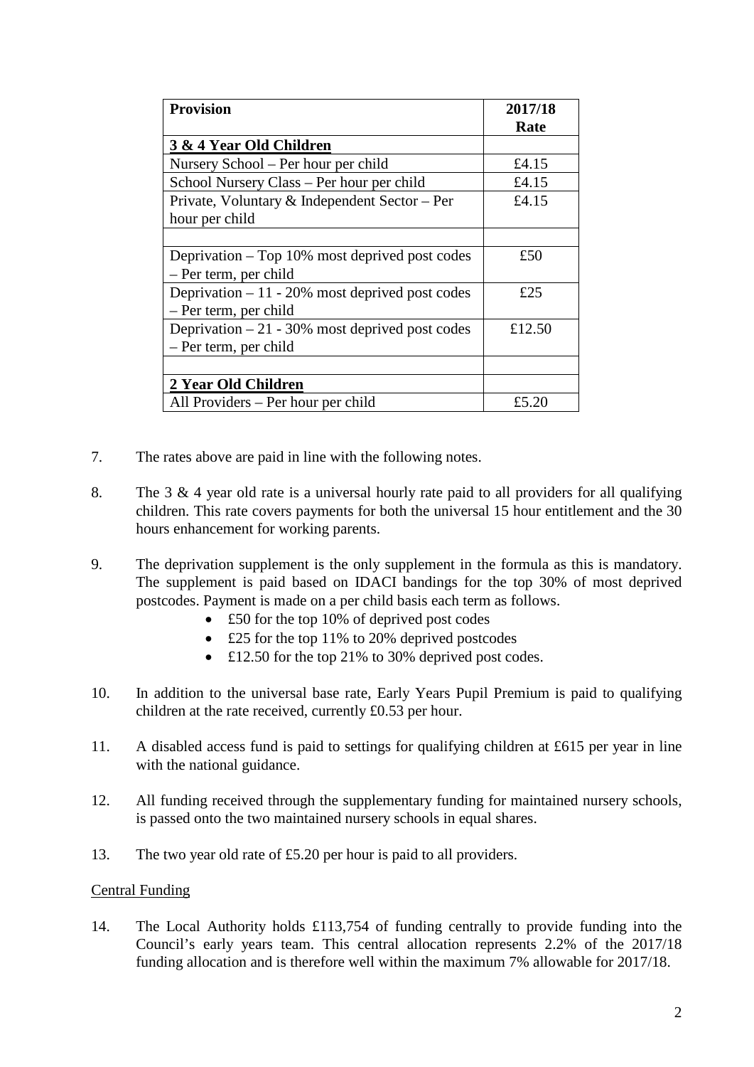| Provision | 2017/18 Rate |
|---|---|
| **3 & 4 Year Old Children** | |
| Nursery School – Per hour per child | £4.15 |
| School Nursery Class – Per hour per child | £4.15 |
| Private, Voluntary & Independent Sector – Per hour per child | £4.15 |
| | |
| Deprivation – Top 10% most deprived post codes – Per term, per child | £50 |
| Deprivation – 11 - 20% most deprived post codes – Per term, per child | £25 |
| Deprivation – 21 - 30% most deprived post codes – Per term, per child | £12.50 |
| | |
| **2 Year Old Children** | |
| All Providers – Per hour per child | £5.20 |

7. The rates above are paid in line with the following notes.

8. The 3 & 4 year old rate is a universal hourly rate paid to all providers for all qualifying children. This rate covers payments for both the universal 15 hour entitlement and the 30 hours enhancement for working parents.

9. The deprivation supplement is the only supplement in the formula as this is mandatory. The supplement is paid based on IDACI bandings for the top 30% of most deprived postcodes. Payment is made on a per child basis each term as follows.
   - £50 for the top 10% of deprived post codes
   - £25 for the top 11% to 20% deprived postcodes
   - £12.50 for the top 21% to 30% deprived post codes.

10. In addition to the universal base rate, Early Years Pupil Premium is paid to qualifying children at the rate received, currently £0.53 per hour.

11. A disabled access fund is paid to settings for qualifying children at £615 per year in line with the national guidance.

12. All funding received through the supplementary funding for maintained nursery schools, is passed onto the two maintained nursery schools in equal shares.

13. The two year old rate of £5.20 per hour is paid to all providers.

Central Funding

14. The Local Authority holds £113,754 of funding centrally to provide funding into the Council's early years team. This central allocation represents 2.2% of the 2017/18 funding allocation and is therefore well within the maximum 7% allowable for 2017/18.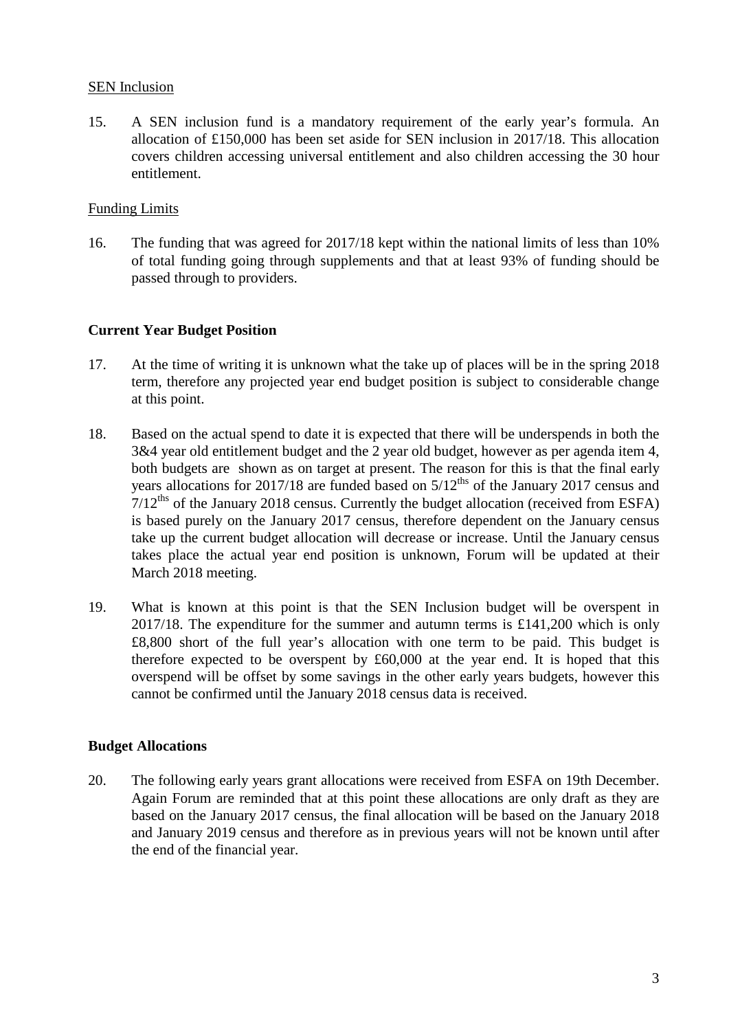SEN Inclusion

15. A SEN inclusion fund is a mandatory requirement of the early year's formula. An allocation of £150,000 has been set aside for SEN inclusion in 2017/18. This allocation covers children accessing universal entitlement and also children accessing the 30 hour entitlement.

Funding Limits

16. The funding that was agreed for 2017/18 kept within the national limits of less than 10% of total funding going through supplements and that at least 93% of funding should be passed through to providers.

**Current Year Budget Position**

17. At the time of writing it is unknown what the take up of places will be in the spring 2018 term, therefore any projected year end budget position is subject to considerable change at this point.

18. Based on the actual spend to date it is expected that there will be underspends in both the 3&4 year old entitlement budget and the 2 year old budget, however as per agenda item 4, both budgets are shown as on target at present. The reason for this is that the final early years allocations for 2017/18 are funded based on 5/12ths of the January 2017 census and 7/12ths of the January 2018 census. Currently the budget allocation (received from ESFA) is based purely on the January 2017 census, therefore dependent on the January census take up the current budget allocation will decrease or increase. Until the January census takes place the actual year end position is unknown, Forum will be updated at their March 2018 meeting.

19. What is known at this point is that the SEN Inclusion budget will be overspent in 2017/18. The expenditure for the summer and autumn terms is £141,200 which is only £8,800 short of the full year's allocation with one term to be paid. This budget is therefore expected to be overspent by £60,000 at the year end. It is hoped that this overspend will be offset by some savings in the other early years budgets, however this cannot be confirmed until the January 2018 census data is received.

**Budget Allocations**

20. The following early years grant allocations were received from ESFA on 19th December. Again Forum are reminded that at this point these allocations are only draft as they are based on the January 2017 census, the final allocation will be based on the January 2018 and January 2019 census and therefore as in previous years will not be known until after the end of the financial year.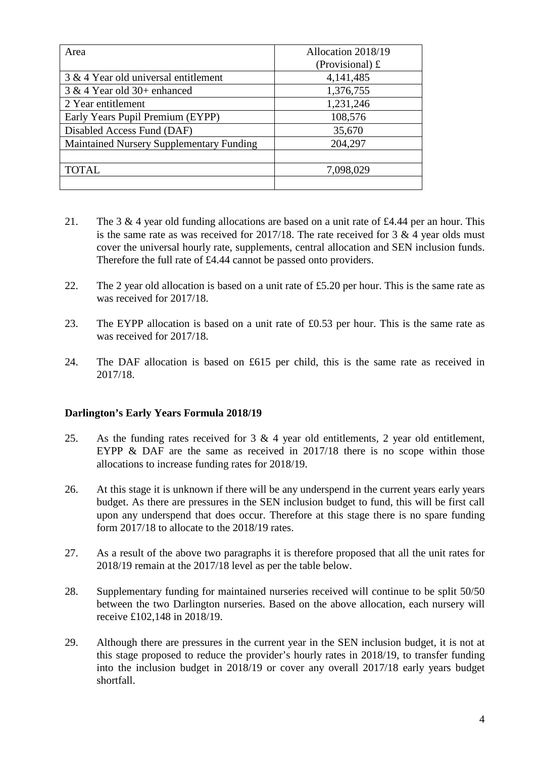| Area | Allocation 2018/19 (Provisional) £ |
|---|---|
| 3 & 4 Year old universal entitlement | 4,141,485 |
| 3 & 4 Year old 30+ enhanced | 1,376,755 |
| 2 Year entitlement | 1,231,246 |
| Early Years Pupil Premium (EYPP) | 108,576 |
| Disabled Access Fund (DAF) | 35,670 |
| Maintained Nursery Supplementary Funding | 204,297 |
| | |
| TOTAL | 7,098,029 |
| | |

21. The 3 & 4 year old funding allocations are based on a unit rate of £4.44 per an hour. This is the same rate as was received for 2017/18. The rate received for 3 & 4 year olds must cover the universal hourly rate, supplements, central allocation and SEN inclusion funds. Therefore the full rate of £4.44 cannot be passed onto providers.

22. The 2 year old allocation is based on a unit rate of £5.20 per hour. This is the same rate as was received for 2017/18.

23. The EYPP allocation is based on a unit rate of £0.53 per hour. This is the same rate as was received for 2017/18.

24. The DAF allocation is based on £615 per child, this is the same rate as received in 2017/18.

**Darlington's Early Years Formula 2018/19**

25. As the funding rates received for 3 & 4 year old entitlements, 2 year old entitlement, EYPP & DAF are the same as received in 2017/18 there is no scope within those allocations to increase funding rates for 2018/19.

26. At this stage it is unknown if there will be any underspend in the current years early years budget. As there are pressures in the SEN inclusion budget to fund, this will be first call upon any underspend that does occur. Therefore at this stage there is no spare funding form 2017/18 to allocate to the 2018/19 rates.

27. As a result of the above two paragraphs it is therefore proposed that all the unit rates for 2018/19 remain at the 2017/18 level as per the table below.

28. Supplementary funding for maintained nurseries received will continue to be split 50/50 between the two Darlington nurseries. Based on the above allocation, each nursery will receive £102,148 in 2018/19.

29. Although there are pressures in the current year in the SEN inclusion budget, it is not at this stage proposed to reduce the provider's hourly rates in 2018/19, to transfer funding into the inclusion budget in 2018/19 or cover any overall 2017/18 early years budget shortfall.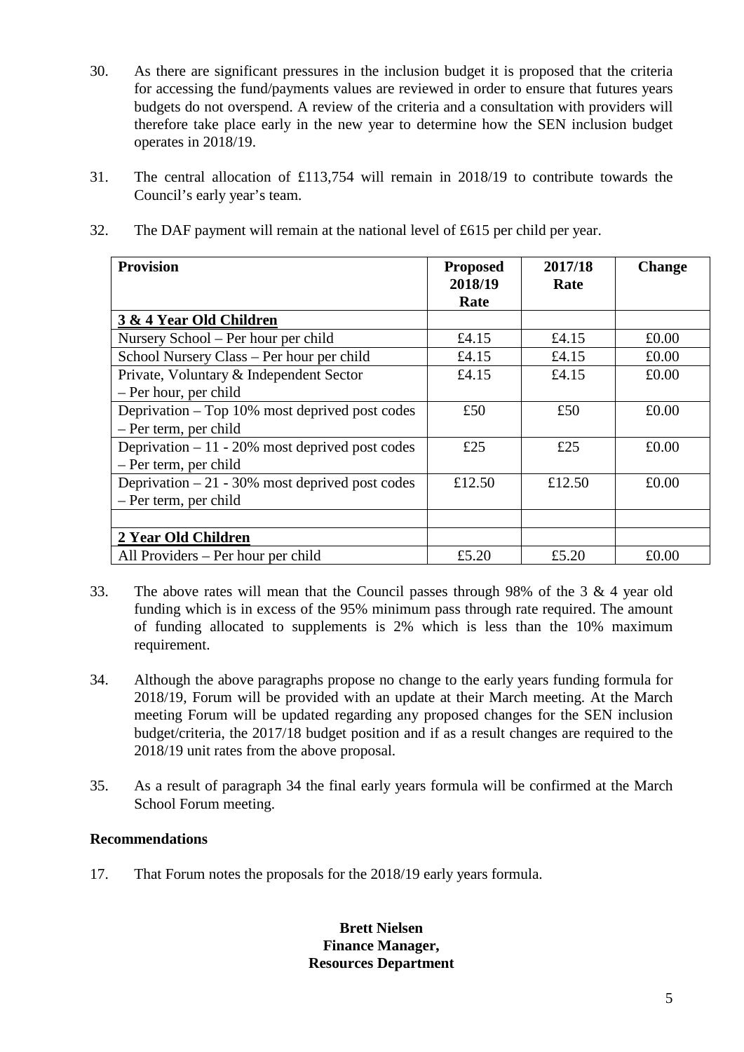30. As there are significant pressures in the inclusion budget it is proposed that the criteria for accessing the fund/payments values are reviewed in order to ensure that futures years budgets do not overspend. A review of the criteria and a consultation with providers will therefore take place early in the new year to determine how the SEN inclusion budget operates in 2018/19.

31. The central allocation of £113,754 will remain in 2018/19 to contribute towards the Council's early year's team.

32. The DAF payment will remain at the national level of £615 per child per year.

| **Provision** | **Proposed 2018/19 Rate** | **2017/18 Rate** | **Change** |
|---|---|---|---|
| **3 & 4 Year Old Children** | | | |
| Nursery School – Per hour per child | £4.15 | £4.15 | £0.00 |
| School Nursery Class – Per hour per child | £4.15 | £4.15 | £0.00 |
| Private, Voluntary & Independent Sector – Per hour, per child | £4.15 | £4.15 | £0.00 |
| Deprivation – Top 10% most deprived post codes – Per term, per child | £50 | £50 | £0.00 |
| Deprivation – 11 - 20% most deprived post codes – Per term, per child | £25 | £25 | £0.00 |
| Deprivation – 21 - 30% most deprived post codes – Per term, per child | £12.50 | £12.50 | £0.00 |
| | | | |
| **2 Year Old Children** | | | |
| All Providers – Per hour per child | £5.20 | £5.20 | £0.00 |

33. The above rates will mean that the Council passes through 98% of the 3 & 4 year old funding which is in excess of the 95% minimum pass through rate required. The amount of funding allocated to supplements is 2% which is less than the 10% maximum requirement.

34. Although the above paragraphs propose no change to the early years funding formula for 2018/19, Forum will be provided with an update at their March meeting. At the March meeting Forum will be updated regarding any proposed changes for the SEN inclusion budget/criteria, the 2017/18 budget position and if as a result changes are required to the 2018/19 unit rates from the above proposal.

35. As a result of paragraph 34 the final early years formula will be confirmed at the March School Forum meeting.

**Recommendations**

17. That Forum notes the proposals for the 2018/19 early years formula.

**Brett Nielsen**
**Finance Manager,**
**Resources Department**